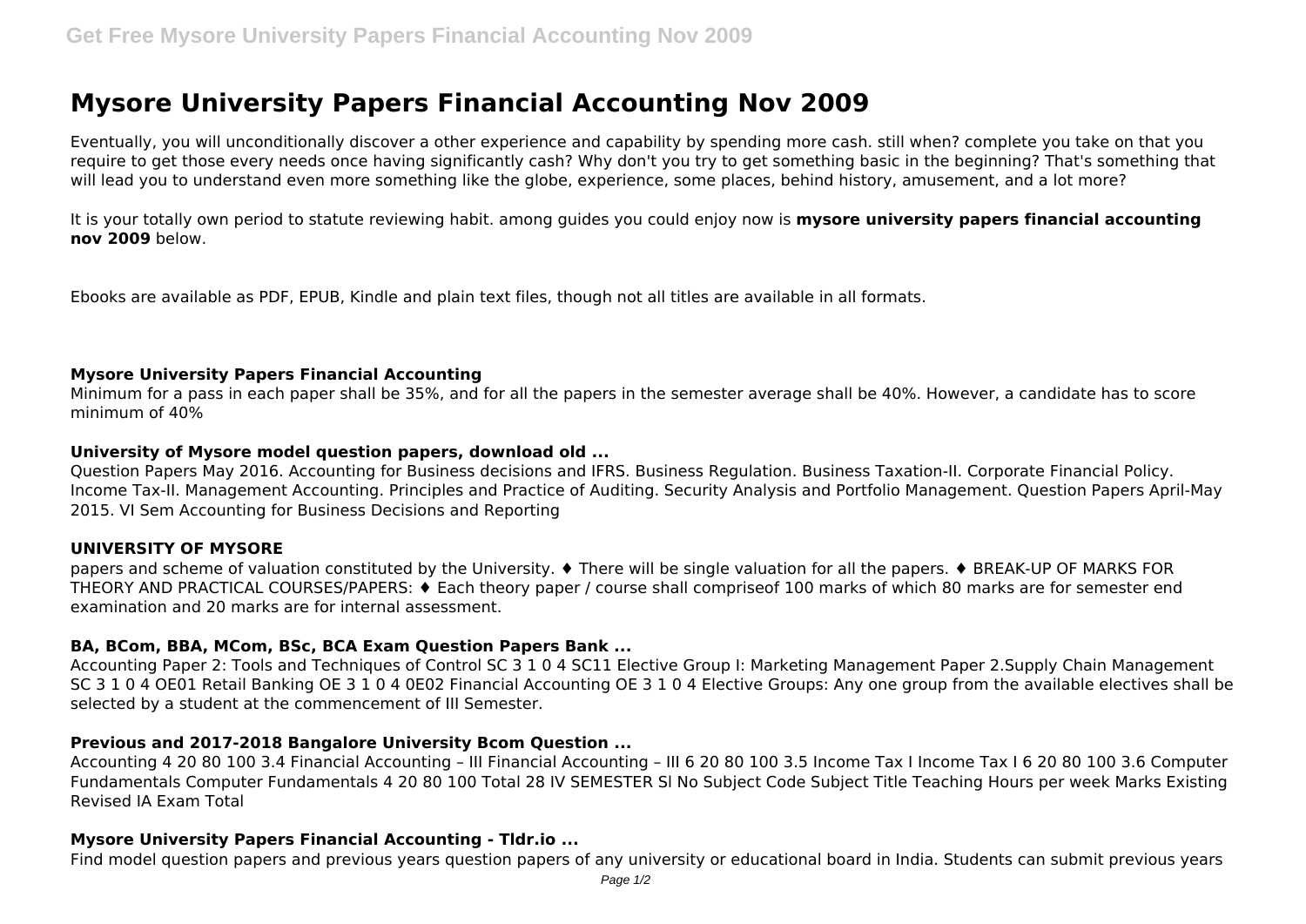# Mysore University Papers Financial Accounting Nov 2009

Eventually, you will unconditionally discover a other experience and capability by spending more cash. still when? complete you take on that you require to get those every needs once having significantly cash? Why don't you try to get something basic in the beginning? That's something that will lead you to understand even more something like the globe, experience, some places, behind history, amusement, and a lot more?

It is your totally own period to statute reviewing habit. among guides you could enjoy now is **mysore university papers financial accounting nov 2009** below.

Ebooks are available as PDF, EPUB, Kindle and plain text files, though not all titles are available in all formats.

### Mysore University Papers Financial Accounting

Minimum for a pass in each paper shall be 35%, and for all the papers in the semester average shall be 40%. However, a candidate has to score minimum of 40%

### University of Mysore model question papers, download old ...

Question Papers May 2016. Accounting for Business decisions and IFRS. Business Regulation. Business Taxation-II. Corporate Financial Policy. Income Tax-II. Management Accounting. Principles and Practice of Auditing. Security Analysis and Portfolio Management. Question Papers April-May 2015. VI Sem Accounting for Business Decisions and Reporting

### UNIVERSITY OF MYSORE

papers and scheme of valuation constituted by the University. ♦ There will be single valuation for all the papers. ♦ BREAK-UP OF MARKS FOR THEORY AND PRACTICAL COURSES/PAPERS: ♦ Each theory paper / course shall compriseof 100 marks of which 80 marks are for semester end examination and 20 marks are for internal assessment.

### BA, BCom, BBA, MCom, BSc, BCA Exam Question Papers Bank ...

Accounting Paper 2: Tools and Techniques of Control SC 3 1 0 4 SC11 Elective Group I: Marketing Management Paper 2.Supply Chain Management SC 3 1 0 4 OE01 Retail Banking OE 3 1 0 4 0E02 Financial Accounting OE 3 1 0 4 Elective Groups: Any one group from the available electives shall be selected by a student at the commencement of III Semester.

### Previous and 2017-2018 Bangalore University Bcom Question ...

Accounting 4 20 80 100 3.4 Financial Accounting – III Financial Accounting – III 6 20 80 100 3.5 Income Tax I Income Tax I 6 20 80 100 3.6 Computer Fundamentals Computer Fundamentals 4 20 80 100 Total 28 IV SEMESTER Sl No Subject Code Subject Title Teaching Hours per week Marks Existing Revised IA Exam Total

### Mysore University Papers Financial Accounting - Tldr.io ...

Find model question papers and previous years question papers of any university or educational board in India. Students can submit previous years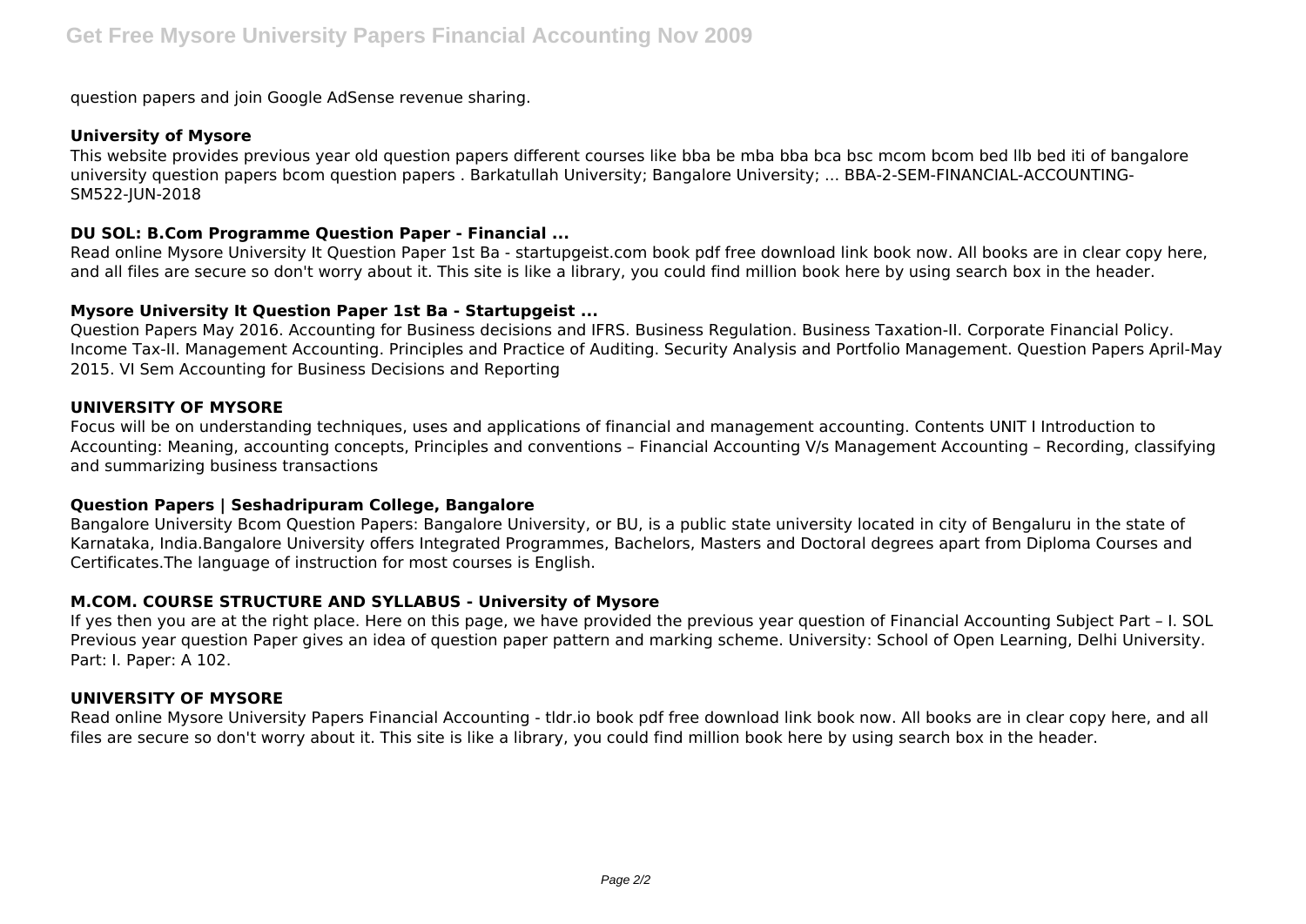question papers and join Google AdSense revenue sharing.

### University of Mysore

This website provides previous year old question papers different courses like bba be mba bba bca bsc mcom bcom bed llb bed iti of bangalore university question papers bcom question papers . Barkatullah University; Bangalore University; ... BBA-2-SEM-FINANCIAL-ACCOUNTING-SM522-JUN-2018

### DU SOL: B.Com Programme Question Paper - Financial ...

Read online Mysore University It Question Paper 1st Ba - startupgeist.com book pdf free download link book now. All books are in clear copy here, and all files are secure so don't worry about it. This site is like a library, you could find million book here by using search box in the header.

### Mysore University It Question Paper 1st Ba - Startupgeist ...

Question Papers May 2016. Accounting for Business decisions and IFRS. Business Regulation. Business Taxation-II. Corporate Financial Policy. Income Tax-II. Management Accounting. Principles and Practice of Auditing. Security Analysis and Portfolio Management. Question Papers April-May 2015. VI Sem Accounting for Business Decisions and Reporting

### UNIVERSITY OF MYSORE

Focus will be on understanding techniques, uses and applications of financial and management accounting. Contents UNIT I Introduction to Accounting: Meaning, accounting concepts, Principles and conventions – Financial Accounting V/s Management Accounting – Recording, classifying and summarizing business transactions

### Question Papers | Seshadripuram College, Bangalore

Bangalore University Bcom Question Papers: Bangalore University, or BU, is a public state university located in city of Bengaluru in the state of Karnataka, India.Bangalore University offers Integrated Programmes, Bachelors, Masters and Doctoral degrees apart from Diploma Courses and Certificates.The language of instruction for most courses is English.

### M.COM. COURSE STRUCTURE AND SYLLABUS - University of Mysore

If yes then you are at the right place. Here on this page, we have provided the previous year question of Financial Accounting Subject Part – I. SOL Previous year question Paper gives an idea of question paper pattern and marking scheme. University: School of Open Learning, Delhi University. Part: I. Paper: A 102.

### UNIVERSITY OF MYSORE

Read online Mysore University Papers Financial Accounting - tldr.io book pdf free download link book now. All books are in clear copy here, and all files are secure so don't worry about it. This site is like a library, you could find million book here by using search box in the header.